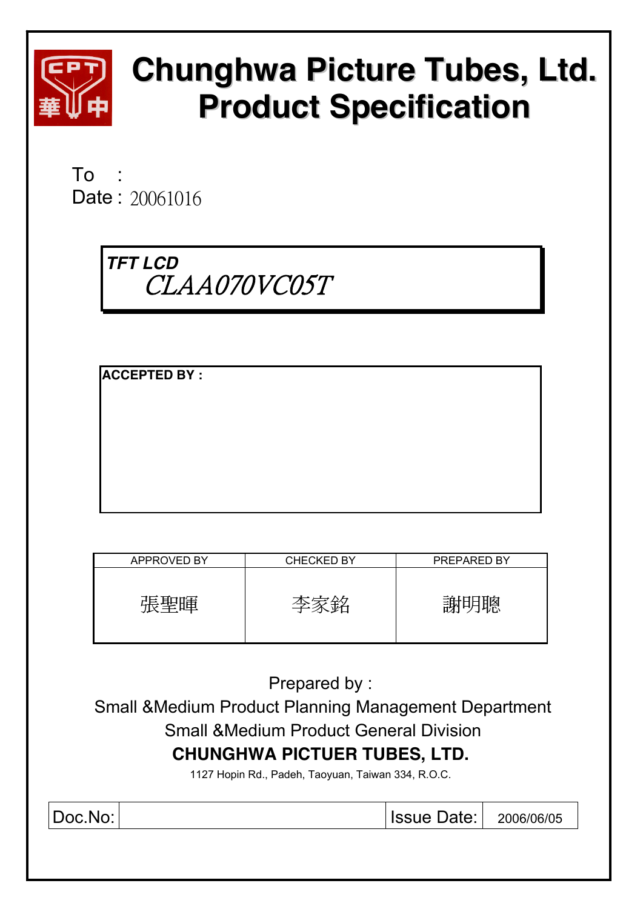# Chunghwa Picture Tubes, Ltd.
# Product Specification

To :

Date : 20061016

**TFT LCD**
*CLAA070VC05T*

**ACCEPTED BY :**

| APPROVED BY | CHECKED BY | PREPARED BY |
|---|---|---|
| 張聖暉 | 李家銘 | 謝明聰 |

Prepared by :

Small &Medium Product Planning Management Department

Small &Medium Product General Division

**CHUNGHWA PICTUER TUBES, LTD.**

1127 Hopin Rd., Padeh, Taoyuan, Taiwan 334, R.O.C.

| Doc.No: | | Issue Date: | 2006/06/05 |
|---|---|---|---|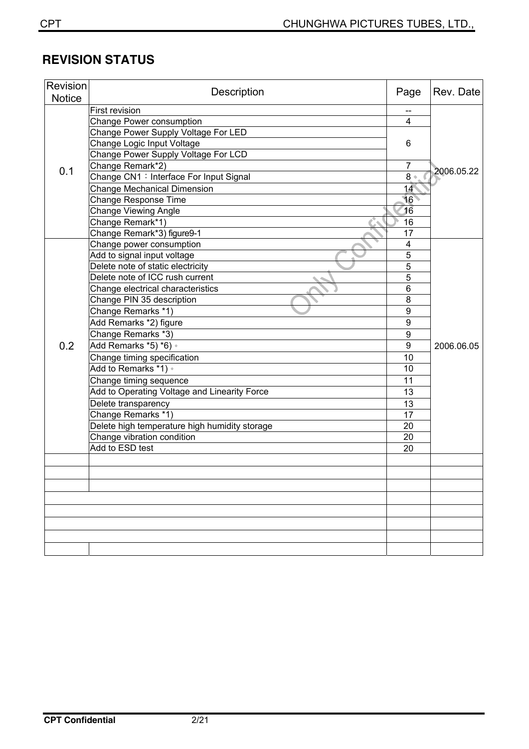## REVISION STATUS

| Revision Notice | Description | Page | Rev. Date |
|---|---|---|---|
| 0.1 | First revision | -- | 2006.05.22 |
| | Change Power consumption | 4 | |
| | Change Power Supply Voltage For LED | 6 | |
| | Change Logic Input Voltage | | |
| | Change Power Supply Voltage For LCD | | |
| | Change Remark*2) | 7 | |
| | Change CN1：Interface For Input Signal | 8 | |
| | Change Mechanical Dimension | 14 | |
| | Change Response Time | 16 | |
| | Change Viewing Angle | 16 | |
| | Change Remark*1) | 16 | |
| | Change Remark*3) figure9-1 | 17 | |
| 0.2 | Change power consumption | 4 | 2006.06.05 |
| | Add to signal input voltage | 5 | |
| | Delete note of static electricity | 5 | |
| | Delete note of ICC rush current | 5 | |
| | Change electrical characteristics | 6 | |
| | Change PIN 35 description | 8 | |
| | Change Remarks *1) | 9 | |
| | Add Remarks *2) figure | 9 | |
| | Change Remarks *3) | 9 | |
| | Add Remarks *5) *6)。 | 9 | |
| | Change timing specification | 10 | |
| | Add to Remarks *1)。 | 10 | |
| | Change timing sequence | 11 | |
| | Add to Operating Voltage and Linearity Force | 13 | |
| | Delete transparency | 13 | |
| | Change Remarks *1) | 17 | |
| | Delete high temperature high humidity storage | 20 | |
| | Change vibration condition | 20 | |
| | Add to ESD test | 20 | |
| | | | |
| | | | |
| | | | |
| | | | |
| | | | |
| | | | |
| | | | |
| | | | |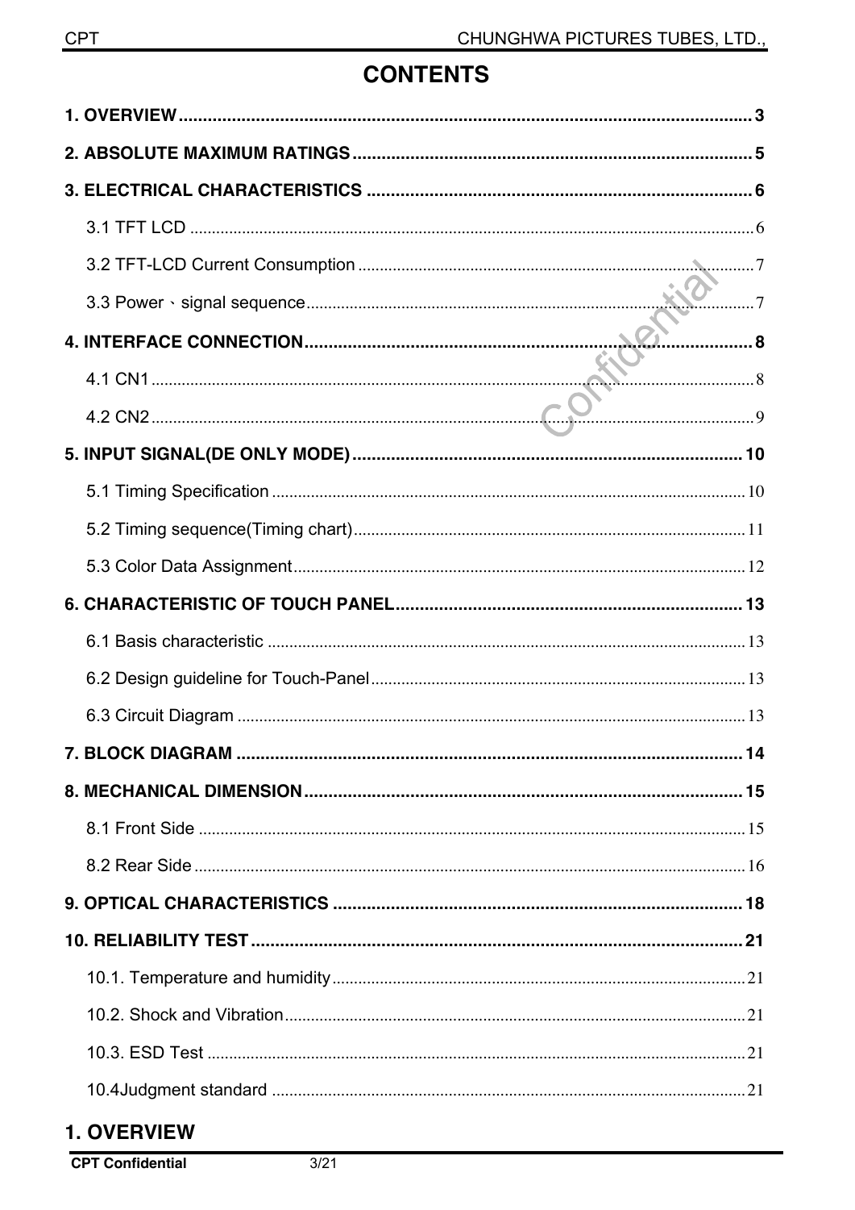# CONTENTS

- **1. OVERVIEW** ........ **3**
- **2. ABSOLUTE MAXIMUM RATINGS** ........ **5**
- **3. ELECTRICAL CHARACTERISTICS** ........ **6**
  - 3.1 TFT LCD ........ 6
  - 3.2 TFT-LCD Current Consumption ........ 7
  - 3.3 Power、signal sequence ........ 7
- **4. INTERFACE CONNECTION** ........ **8**
  - 4.1 CN1 ........ 8
  - 4.2 CN2 ........ 9
- **5. INPUT SIGNAL(DE ONLY MODE)** ........ **10**
  - 5.1 Timing Specification ........ 10
  - 5.2 Timing sequence(Timing chart) ........ 11
  - 5.3 Color Data Assignment ........ 12
- **6. CHARACTERISTIC OF TOUCH PANEL** ........ **13**
  - 6.1 Basis characteristic ........ 13
  - 6.2 Design guideline for Touch-Panel ........ 13
  - 6.3 Circuit Diagram ........ 13
- **7. BLOCK DIAGRAM** ........ **14**
- **8. MECHANICAL DIMENSION** ........ **15**
  - 8.1 Front Side ........ 15
  - 8.2 Rear Side ........ 16
- **9. OPTICAL CHARACTERISTICS** ........ **18**
- **10. RELIABILITY TEST** ........ **21**
  - 10.1. Temperature and humidity ........ 21
  - 10.2. Shock and Vibration ........ 21
  - 10.3. ESD Test ........ 21
  - 10.4Judgment standard ........ 21

## 1. OVERVIEW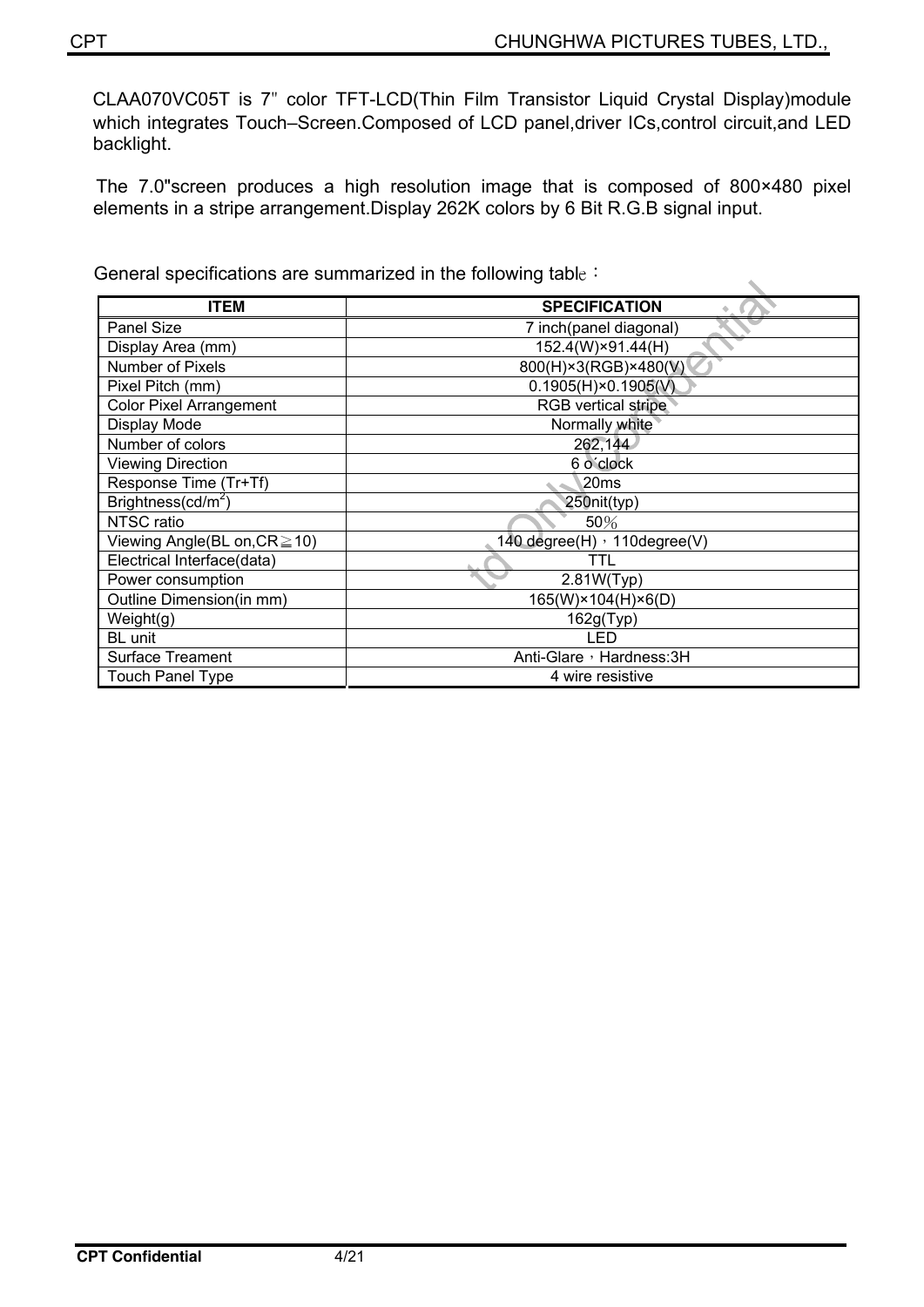CLAA070VC05T is 7" color TFT-LCD(Thin Film Transistor Liquid Crystal Display)module which integrates Touch–Screen.Composed of LCD panel,driver ICs,control circuit,and LED backlight.

The 7.0"screen produces a high resolution image that is composed of 800×480 pixel elements in a stripe arrangement.Display 262K colors by 6 Bit R.G.B signal input.

General specifications are summarized in the following table：

| ITEM | SPECIFICATION |
|---|---|
| Panel Size | 7 inch(panel diagonal) |
| Display Area (mm) | 152.4(W)×91.44(H) |
| Number of Pixels | 800(H)×3(RGB)×480(V) |
| Pixel Pitch (mm) | 0.1905(H)×0.1905(V) |
| Color Pixel Arrangement | RGB vertical stripe |
| Display Mode | Normally white |
| Number of colors | 262,144 |
| Viewing Direction | 6 o'clock |
| Response Time (Tr+Tf) | 20ms |
| Brightness(cd/$m^2$) | 250nit(typ) |
| NTSC ratio | 50％ |
| Viewing Angle(BL on,CR≧10) | 140 degree(H)，110degree(V) |
| Electrical Interface(data) | TTL |
| Power consumption | 2.81W(Typ) |
| Outline Dimension(in mm) | 165(W)×104(H)×6(D) |
| Weight(g) | 162g(Typ) |
| BL unit | LED |
| Surface Treament | Anti-Glare，Hardness:3H |
| Touch Panel Type | 4 wire resistive |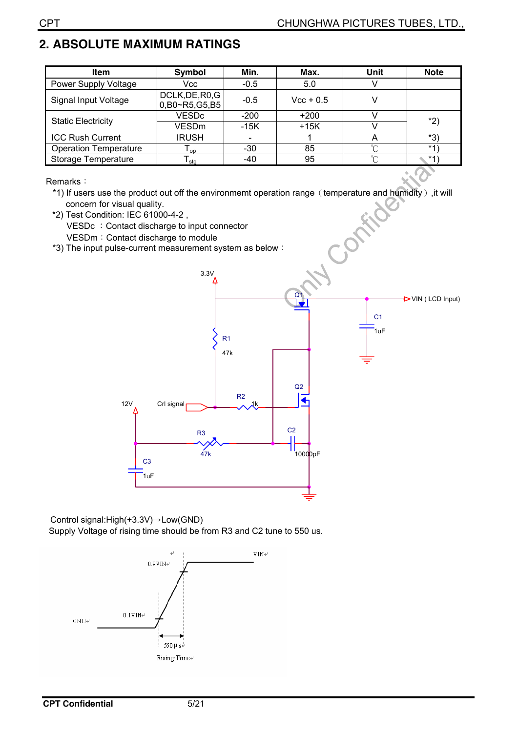## 2. ABSOLUTE MAXIMUM RATINGS

| Item | Symbol | Min. | Max. | Unit | Note |
|---|---|---|---|---|---|
| Power Supply Voltage | Vcc | -0.5 | 5.0 | V | |
| Signal Input Voltage | DCLK,DE,R0,G0,B0~R5,G5,B5 | -0.5 | Vcc + 0.5 | V | |
| Static Electricity | VESDc | -200 | +200 | V | *2) |
| | VESDm | -15K | +15K | V | |
| ICC Rush Current | IRUSH | - | 1 | A | *3) |
| Operation Temperature | $T_{op}$ | -30 | 85 | ℃ | *1) |
| Storage Temperature | $T_{stg}$ | -40 | 95 | ℃ | *1) |

Remarks：

*1) If users use the product out off the environmemt operation range（temperature and humidity）,it will concern for visual quality.

*2) Test Condition: IEC 61000-4-2 ,

VESDc ：Contact discharge to input connector

VESDm：Contact discharge to module

*3) The input pulse-current measurement system as below：

Control signal:High(+3.3V)→Low(GND)

Supply Voltage of rising time should be from R3 and C2 tune to 550 us.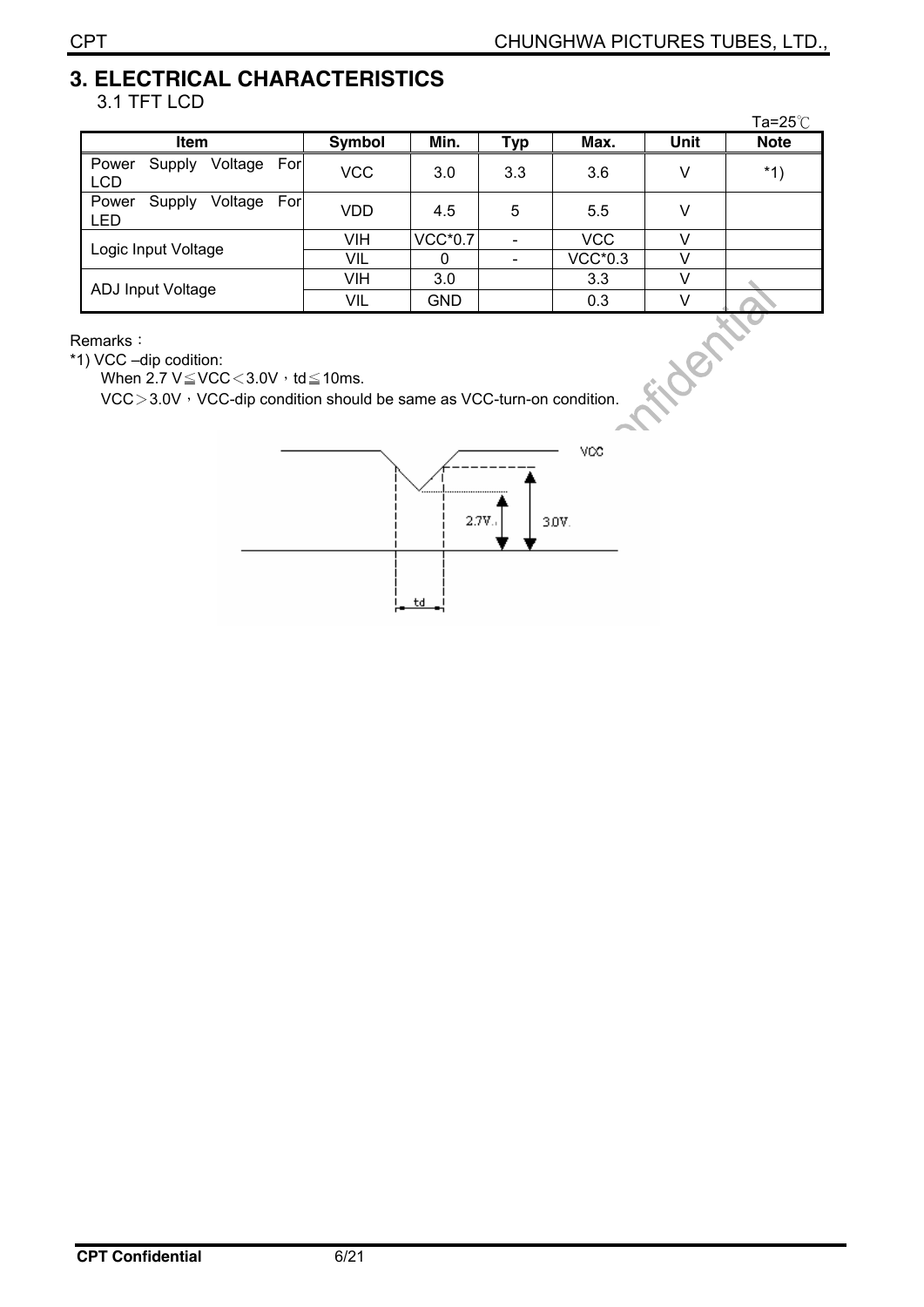# 3. ELECTRICAL CHARACTERISTICS

## 3.1 TFT LCD

Ta=25℃

| Item | Symbol | Min. | Typ | Max. | Unit | Note |
|---|---|---|---|---|---|---|
| Power Supply Voltage For LCD | VCC | 3.0 | 3.3 | 3.6 | V | *1) |
| Power Supply Voltage For LED | VDD | 4.5 | 5 | 5.5 | V | |
| Logic Input Voltage | VIH | VCC*0.7 | - | VCC | V | |
| | VIL | 0 | - | VCC*0.3 | V | |
| ADJ Input Voltage | VIH | 3.0 | | 3.3 | V | |
| | VIL | GND | | 0.3 | V | |

Remarks：

*1) VCC –dip codition:

When 2.7 V≦VCC＜3.0V，td≦10ms.

VCC＞3.0V，VCC-dip condition should be same as VCC-turn-on condition.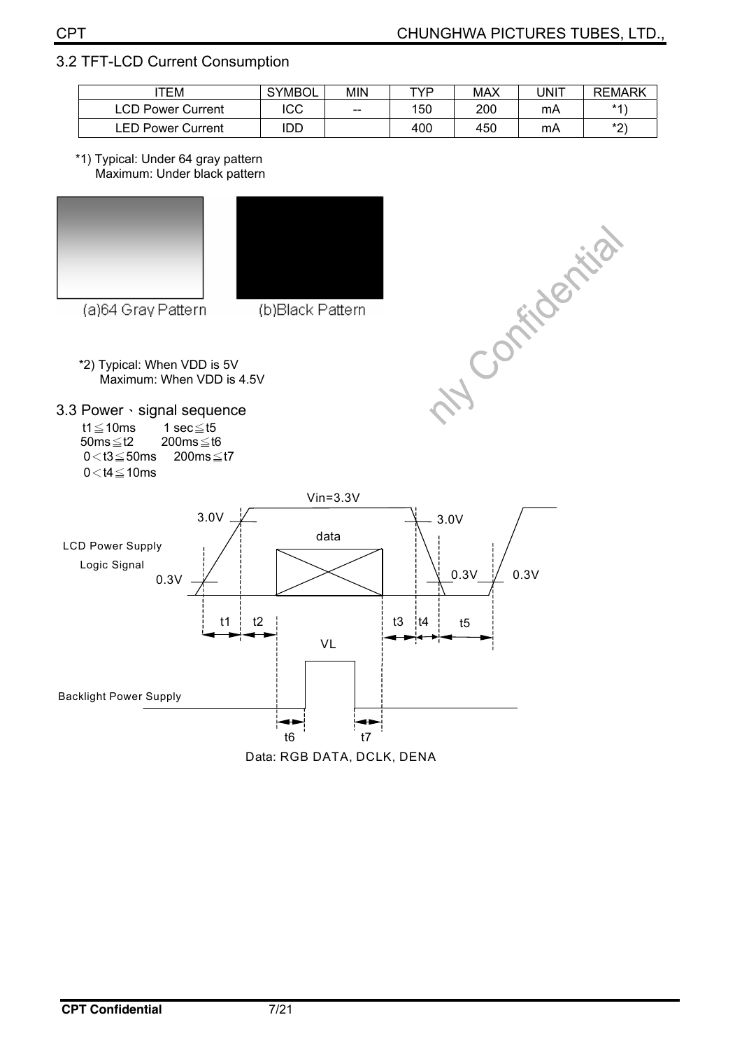## 3.2 TFT-LCD Current Consumption

| ITEM | SYMBOL | MIN | TYP | MAX | UNIT | REMARK |
|---|---|---|---|---|---|---|
| LCD Power Current | ICC | -- | 150 | 200 | mA | *1) |
| LED Power Current | IDD | | 400 | 450 | mA | *2) |

*1) Typical: Under 64 gray pattern
Maximum: Under black pattern

(a)64 Gray Pattern (b)Black Pattern

*2) Typical: When VDD is 5V
Maximum: When VDD is 4.5V

## 3.3 Power、signal sequence

t1≦10ms 1 sec≦t5
50ms≦t2 200ms≦t6
0＜t3≦50ms 200ms≦t7
0＜t4≦10ms

Vin=3.3V

3.0V 3.0V

data

LCD Power Supply
Logic Signal

0.3V 0.3V 0.3V

t1 t2 t3 t4 t5

VL

Backlight Power Supply

t6 t7

Data: RGB DATA, DCLK, DENA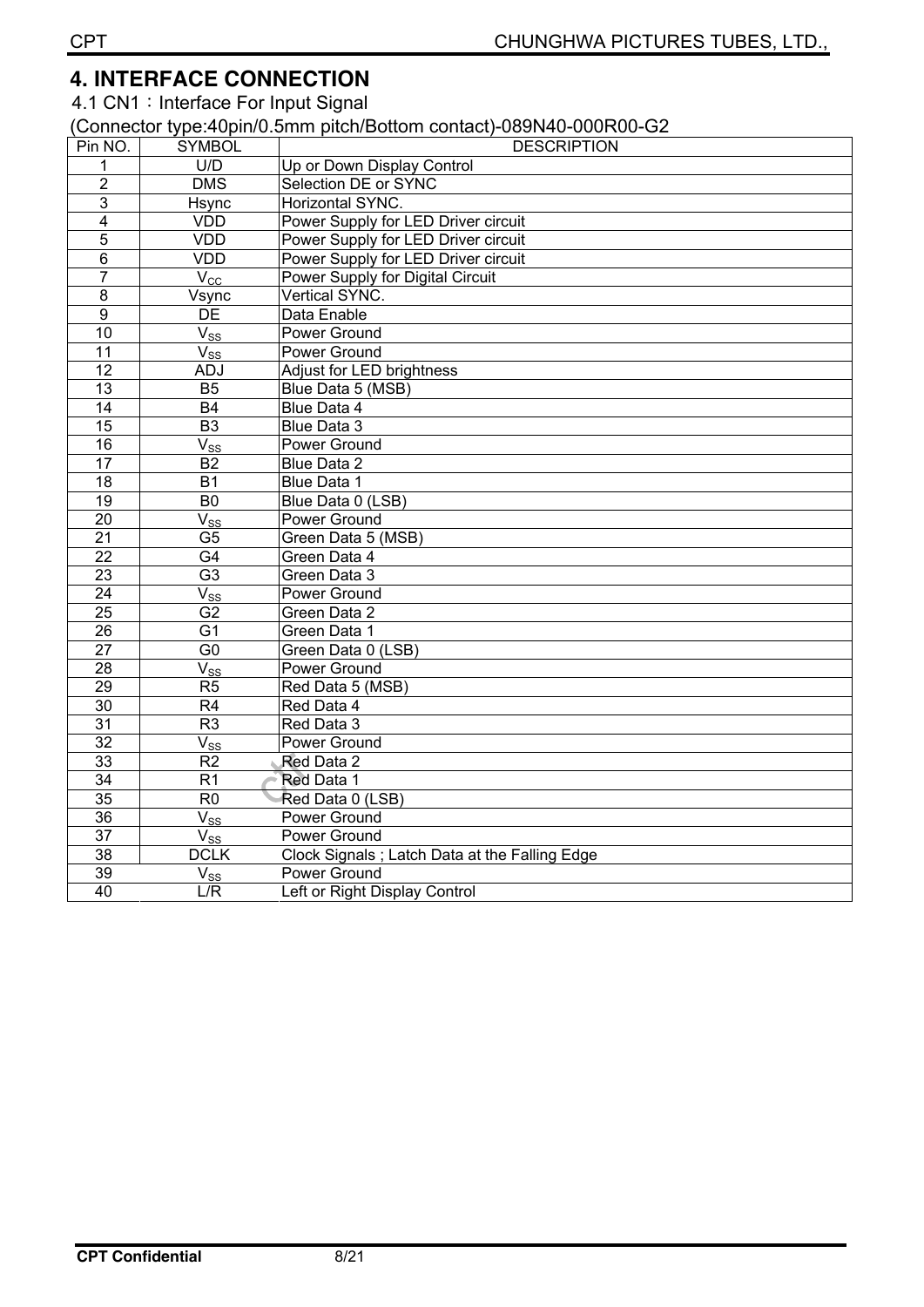# 4. INTERFACE CONNECTION

4.1 CN1：Interface For Input Signal

(Connector type:40pin/0.5mm pitch/Bottom contact)-089N40-000R00-G2

| Pin NO. | SYMBOL | DESCRIPTION |
|---|---|---|
| 1 | U/D | Up or Down Display Control |
| 2 | DMS | Selection DE or SYNC |
| 3 | Hsync | Horizontal SYNC. |
| 4 | VDD | Power Supply for LED Driver circuit |
| 5 | VDD | Power Supply for LED Driver circuit |
| 6 | VDD | Power Supply for LED Driver circuit |
| 7 | $V_{CC}$ | Power Supply for Digital Circuit |
| 8 | Vsync | Vertical SYNC. |
| 9 | DE | Data Enable |
| 10 | $V_{SS}$ | Power Ground |
| 11 | $V_{SS}$ | Power Ground |
| 12 | ADJ | Adjust for LED brightness |
| 13 | B5 | Blue Data 5 (MSB) |
| 14 | B4 | Blue Data 4 |
| 15 | B3 | Blue Data 3 |
| 16 | $V_{SS}$ | Power Ground |
| 17 | B2 | Blue Data 2 |
| 18 | B1 | Blue Data 1 |
| 19 | B0 | Blue Data 0 (LSB) |
| 20 | $V_{SS}$ | Power Ground |
| 21 | G5 | Green Data 5 (MSB) |
| 22 | G4 | Green Data 4 |
| 23 | G3 | Green Data 3 |
| 24 | $V_{SS}$ | Power Ground |
| 25 | G2 | Green Data 2 |
| 26 | G1 | Green Data 1 |
| 27 | G0 | Green Data 0 (LSB) |
| 28 | $V_{SS}$ | Power Ground |
| 29 | R5 | Red Data 5 (MSB) |
| 30 | R4 | Red Data 4 |
| 31 | R3 | Red Data 3 |
| 32 | $V_{SS}$ | Power Ground |
| 33 | R2 | Red Data 2 |
| 34 | R1 | Red Data 1 |
| 35 | R0 | Red Data 0 (LSB) |
| 36 | $V_{SS}$ | Power Ground |
| 37 | $V_{SS}$ | Power Ground |
| 38 | DCLK | Clock Signals ; Latch Data at the Falling Edge |
| 39 | $V_{SS}$ | Power Ground |
| 40 | L/R | Left or Right Display Control |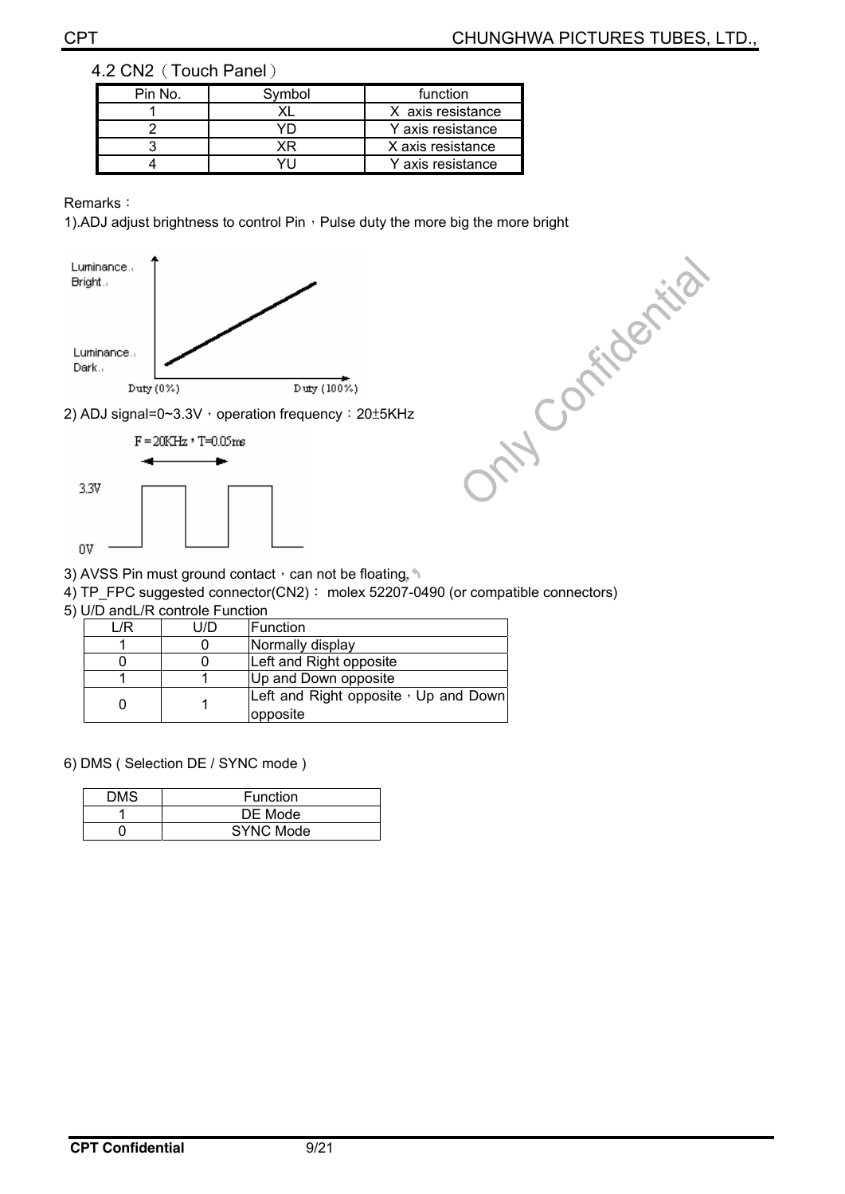## 4.2 CN2（Touch Panel）

| Pin No. | Symbol | function |
|---|---|---|
| 1 | XL | X axis resistance |
| 2 | YD | Y axis resistance |
| 3 | XR | X axis resistance |
| 4 | YU | Y axis resistance |

Remarks：

1).ADJ adjust brightness to control Pin，Pulse duty the more big the more bright

Luminance Bright

Luminance Dark

Duty (0%)　　Duty (100%)

2) ADJ signal=0~3.3V，operation frequency：20±5KHz

F = 20KHz，T=0.05ms

3.3V

0V

3) AVSS Pin must ground contact，can not be floating.

4) TP_FPC suggested connector(CN2)： molex 52207-0490 (or compatible connectors)

5) U/D andL/R controle Function

| L/R | U/D | Function |
|---|---|---|
| 1 | 0 | Normally display |
| 0 | 0 | Left and Right opposite |
| 1 | 1 | Up and Down opposite |
| 0 | 1 | Left and Right opposite，Up and Down opposite |

6) DMS ( Selection DE / SYNC mode )

| DMS | Function |
|---|---|
| 1 | DE Mode |
| 0 | SYNC Mode |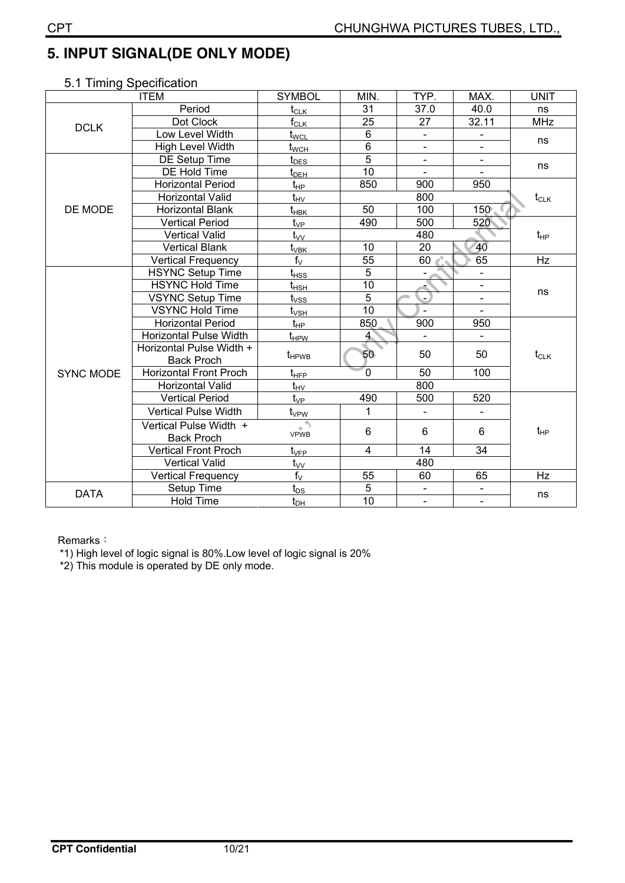# 5. INPUT SIGNAL(DE ONLY MODE)

## 5.1 Timing Specification

| ITEM | | SYMBOL | MIN. | TYP. | MAX. | UNIT |
|---|---|---|---|---|---|---|
| DCLK | Period | $t_{CLK}$ | 31 | 37.0 | 40.0 | ns |
| | Dot Clock | $f_{CLK}$ | 25 | 27 | 32.11 | MHz |
| | Low Level Width | $t_{WCL}$ | 6 | - | - | ns |
| | High Level Width | $t_{WCH}$ | 6 | - | - | |
| DE MODE | DE Setup Time | $t_{DES}$ | 5 | - | - | ns |
| | DE Hold Time | $t_{DEH}$ | 10 | - | - | |
| | Horizontal Period | $t_{HP}$ | 850 | 900 | 950 | $t_{CLK}$ |
| | Horizontal Valid | $t_{HV}$ | | 800 | | |
| | Horizontal Blank | $t_{HBK}$ | 50 | 100 | 150 | |
| | Vertical Period | $t_{VP}$ | 490 | 500 | 520 | $t_{HP}$ |
| | Vertical Valid | $t_{VV}$ | | 480 | | |
| | Vertical Blank | $t_{VBK}$ | 10 | 20 | 40 | |
| | Vertical Frequency | $f_V$ | 55 | 60 | 65 | Hz |
| SYNC MODE | HSYNC Setup Time | $t_{HSS}$ | 5 | - | - | ns |
| | HSYNC Hold Time | $t_{HSH}$ | 10 | - | - | |
| | VSYNC Setup Time | $t_{VSS}$ | 5 | - | - | |
| | VSYNC Hold Time | $t_{VSH}$ | 10 | - | - | |
| | Horizontal Period | $t_{HP}$ | 850 | 900 | 950 | $t_{CLK}$ |
| | Horizontal Pulse Width | $t_{HPW}$ | 4 | - | - | |
| | Horizontal Pulse Width + Back Proch | $t_{HPWB}$ | 50 | 50 | 50 | |
| | Horizontal Front Proch | $t_{HFP}$ | 0 | 50 | 100 | |
| | Horizontal Valid | $t_{HV}$ | | 800 | | |
| | Vertical Period | $t_{VP}$ | 490 | 500 | 520 | $t_{HP}$ |
| | Vertical Pulse Width | $t_{VPW}$ | 1 | - | - | |
| | Vertical Pulse Width + Back Proch | $t_{VPWB}$ | 6 | 6 | 6 | |
| | Vertical Front Proch | $t_{VFP}$ | 4 | 14 | 34 | |
| | Vertical Valid | $t_{VV}$ | | 480 | | |
| | Vertical Frequency | $f_V$ | 55 | 60 | 65 | Hz |
| DATA | Setup Time | $t_{DS}$ | 5 | - | - | ns |
| | Hold Time | $t_{DH}$ | 10 | - | - | |

Remarks：

*1) High level of logic signal is 80%.Low level of logic signal is 20%

*2) This module is operated by DE only mode.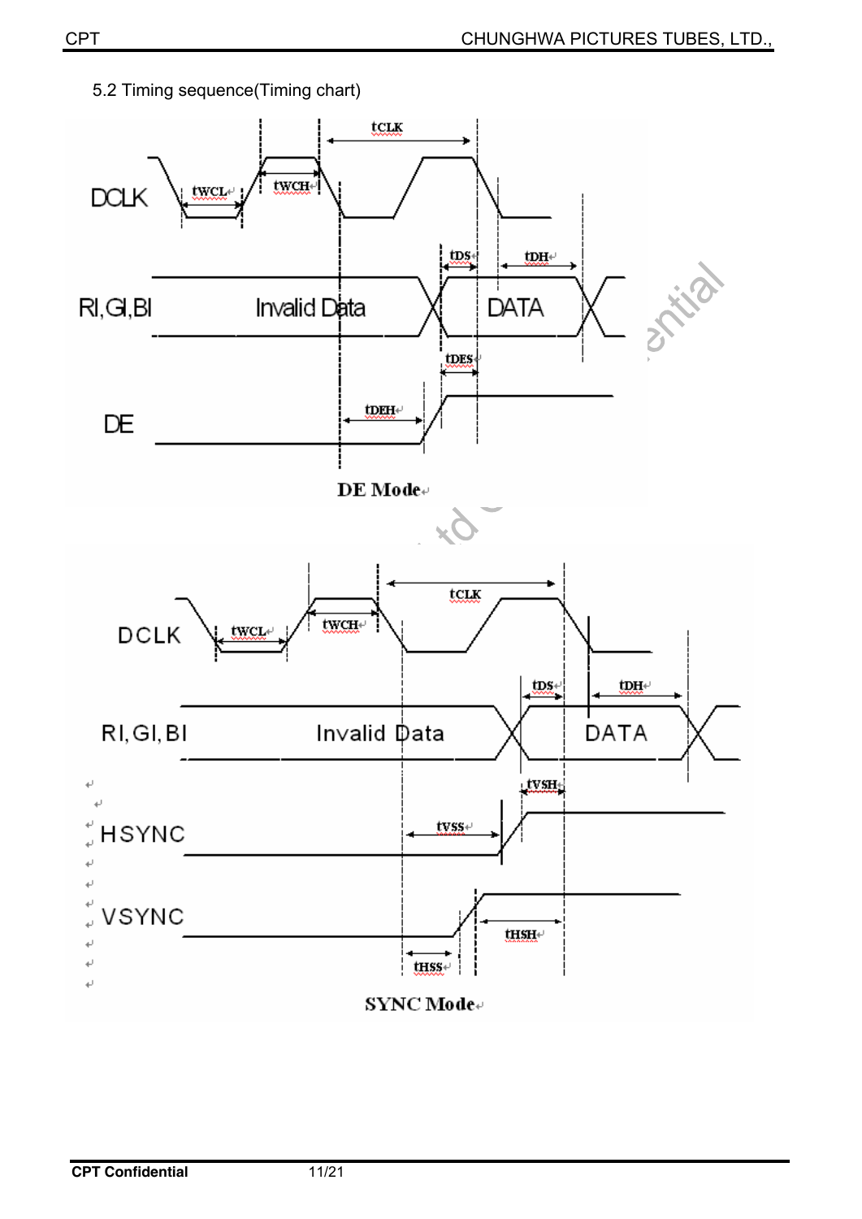5.2 Timing sequence(Timing chart)

DCLK

RI,GI,BI

DE

tCLK

tWCL

tWCH

tDS

tDH

tDES

tDEH

Invalid Data

DATA

DE Mode

DCLK

RI,GI,BI

HSYNC

VSYNC

tCLK

tWCL

tWCH

tDS

tDH

tVSH

tVSS

tHSH

tHSS

Invalid Data

DATA

SYNC Mode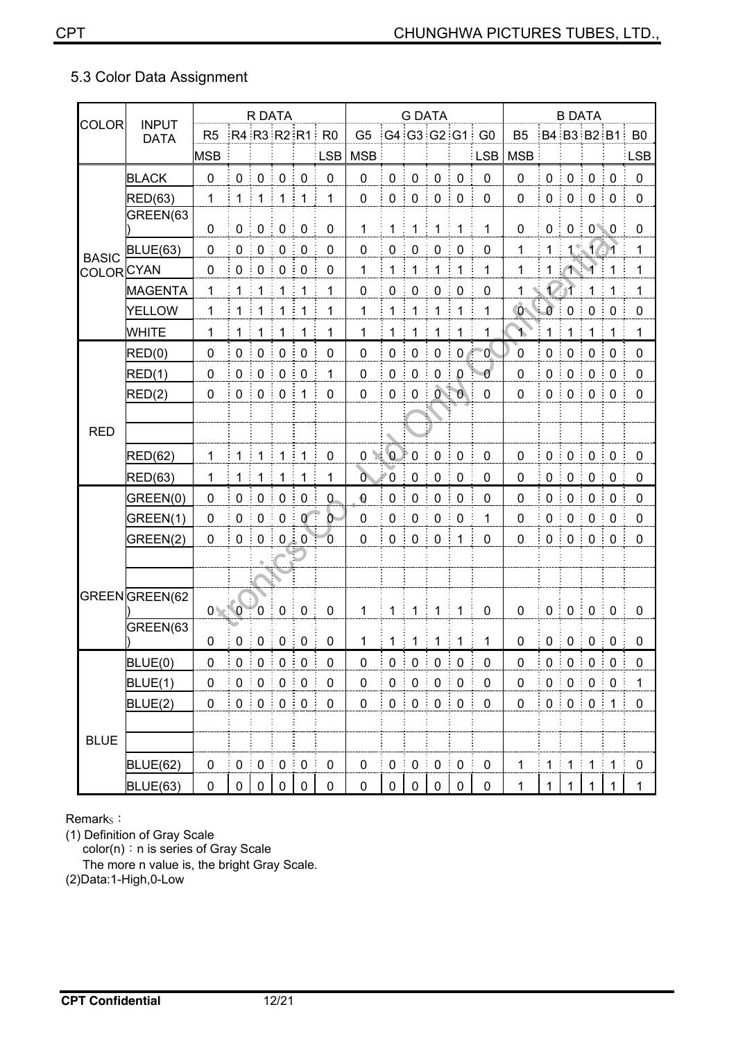## 5.3 Color Data Assignment

| COLOR | INPUT DATA | R DATA | | | | | | G DATA | | | | | | B DATA | | | | | |
|---|---|---|---|---|---|---|---|---|---|---|---|---|---|---|---|---|---|---|---|
| | | R5 | R4 | R3 | R2 | R1 | R0 | G5 | G4 | G3 | G2 | G1 | G0 | B5 | B4 | B3 | B2 | B1 | B0 |
| | | MSB | | | | | LSB | MSB | | | | | LSB | MSB | | | | | LSB |
| BASIC COLOR | BLACK | 0 | 0 | 0 | 0 | 0 | 0 | 0 | 0 | 0 | 0 | 0 | 0 | 0 | 0 | 0 | 0 | 0 | 0 |
| | RED(63) | 1 | 1 | 1 | 1 | 1 | 1 | 0 | 0 | 0 | 0 | 0 | 0 | 0 | 0 | 0 | 0 | 0 | 0 |
| | GREEN(63) | 0 | 0 | 0 | 0 | 0 | 0 | 1 | 1 | 1 | 1 | 1 | 1 | 0 | 0 | 0 | 0 | 0 | 0 |
| | BLUE(63) | 0 | 0 | 0 | 0 | 0 | 0 | 0 | 0 | 0 | 0 | 0 | 0 | 1 | 1 | 1 | 1 | 1 | 1 |
| | CYAN | 0 | 0 | 0 | 0 | 0 | 0 | 1 | 1 | 1 | 1 | 1 | 1 | 1 | 1 | 1 | 1 | 1 | 1 |
| | MAGENTA | 1 | 1 | 1 | 1 | 1 | 1 | 0 | 0 | 0 | 0 | 0 | 0 | 1 | 1 | 1 | 1 | 1 | 1 |
| | YELLOW | 1 | 1 | 1 | 1 | 1 | 1 | 1 | 1 | 1 | 1 | 1 | 1 | 0 | 0 | 0 | 0 | 0 | 0 |
| | WHITE | 1 | 1 | 1 | 1 | 1 | 1 | 1 | 1 | 1 | 1 | 1 | 1 | 1 | 1 | 1 | 1 | 1 | 1 |
| RED | RED(0) | 0 | 0 | 0 | 0 | 0 | 0 | 0 | 0 | 0 | 0 | 0 | 0 | 0 | 0 | 0 | 0 | 0 | 0 |
| | RED(1) | 0 | 0 | 0 | 0 | 0 | 1 | 0 | 0 | 0 | 0 | 0 | 0 | 0 | 0 | 0 | 0 | 0 | 0 |
| | RED(2) | 0 | 0 | 0 | 0 | 1 | 0 | 0 | 0 | 0 | 0 | 0 | 0 | 0 | 0 | 0 | 0 | 0 | 0 |
| | | | | | | | | | | | | | | | | | | | |
| | | | | | | | | | | | | | | | | | | | |
| | RED(62) | 1 | 1 | 1 | 1 | 1 | 0 | 0 | 0 | 0 | 0 | 0 | 0 | 0 | 0 | 0 | 0 | 0 | 0 |
| | RED(63) | 1 | 1 | 1 | 1 | 1 | 1 | 0 | 0 | 0 | 0 | 0 | 0 | 0 | 0 | 0 | 0 | 0 | 0 |
| GREEN | GREEN(0) | 0 | 0 | 0 | 0 | 0 | 0 | 0 | 0 | 0 | 0 | 0 | 0 | 0 | 0 | 0 | 0 | 0 | 0 |
| | GREEN(1) | 0 | 0 | 0 | 0 | 0 | 0 | 0 | 0 | 0 | 0 | 0 | 1 | 0 | 0 | 0 | 0 | 0 | 0 |
| | GREEN(2) | 0 | 0 | 0 | 0 | 0 | 0 | 0 | 0 | 0 | 0 | 1 | 0 | 0 | 0 | 0 | 0 | 0 | 0 |
| | | | | | | | | | | | | | | | | | | | |
| | | | | | | | | | | | | | | | | | | | |
| | GREEN(62) | 0 | 0 | 0 | 0 | 0 | 0 | 1 | 1 | 1 | 1 | 1 | 0 | 0 | 0 | 0 | 0 | 0 | 0 |
| | GREEN(63) | 0 | 0 | 0 | 0 | 0 | 0 | 1 | 1 | 1 | 1 | 1 | 1 | 0 | 0 | 0 | 0 | 0 | 0 |
| BLUE | BLUE(0) | 0 | 0 | 0 | 0 | 0 | 0 | 0 | 0 | 0 | 0 | 0 | 0 | 0 | 0 | 0 | 0 | 0 | 0 |
| | BLUE(1) | 0 | 0 | 0 | 0 | 0 | 0 | 0 | 0 | 0 | 0 | 0 | 0 | 0 | 0 | 0 | 0 | 0 | 1 |
| | BLUE(2) | 0 | 0 | 0 | 0 | 0 | 0 | 0 | 0 | 0 | 0 | 0 | 0 | 0 | 0 | 0 | 0 | 1 | 0 |
| | | | | | | | | | | | | | | | | | | | |
| | | | | | | | | | | | | | | | | | | | |
| | BLUE(62) | 0 | 0 | 0 | 0 | 0 | 0 | 0 | 0 | 0 | 0 | 0 | 0 | 1 | 1 | 1 | 1 | 1 | 0 |
| | BLUE(63) | 0 | 0 | 0 | 0 | 0 | 0 | 0 | 0 | 0 | 0 | 0 | 0 | 1 | 1 | 1 | 1 | 1 | 1 |

Remarks：

(1) Definition of Gray Scale
  color(n)：n is series of Gray Scale
  The more n value is, the bright Gray Scale.

(2)Data:1-High,0-Low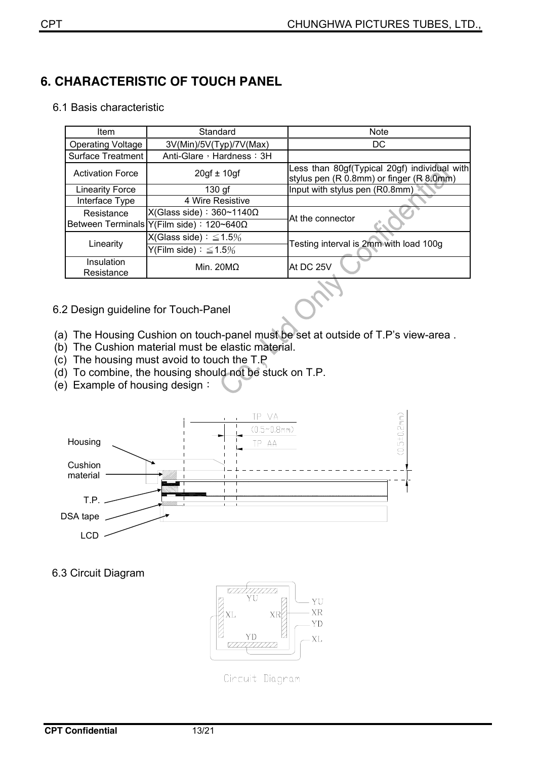# 6. CHARACTERISTIC OF TOUCH PANEL

## 6.1 Basis characteristic

| Item | Standard | Note |
|---|---|---|
| Operating Voltage | 3V(Min)/5V(Typ)/7V(Max) | DC |
| Surface Treatment | Anti-Glare，Hardness：3H | |
| Activation Force | 20gf ± 10gf | Less than 80gf(Typical 20gf) individual with stylus pen (R 0.8mm) or finger (R 8.0mm) |
| Linearity Force | 130 gf | Input with stylus pen (R0.8mm) |
| Interface Type | 4 Wire Resistive | |
| Resistance Between Terminals | X(Glass side)：360~1140Ω | At the connector |
| | Y(Film side)：120~640Ω | |
| Linearity | X(Glass side)：≦1.5% | Testing interval is 2mm with load 100g |
| | Y(Film side)：≦1.5% | |
| Insulation Resistance | Min. 20MΩ | At DC 25V |

## 6.2 Design guideline for Touch-Panel

(a) The Housing Cushion on touch-panel must be set at outside of T.P's view-area .
(b) The Cushion material must be elastic material.
(c) The housing must avoid to touch the T.P
(d) To combine, the housing should not be stuck on T.P.
(e) Example of housing design：

Housing
Cushion material
T.P.
DSA tape
LCD
TP VA
(0.5~0.8mm)
TP AA
(0.5±0.2mm)

## 6.3 Circuit Diagram

YU XL XR YD
YU XR YD XL

Circuit Diagram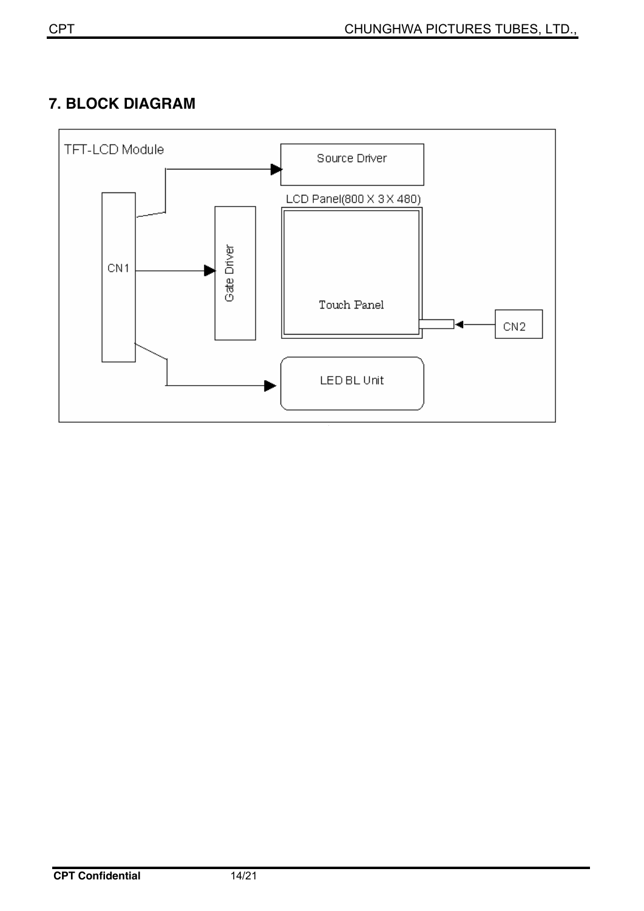## 7. BLOCK DIAGRAM

TFT-LCD Module

Source Driver

LCD Panel(800 X 3 X 480)

CN1

Gate Driver

Touch Panel

CN2

LED BL Unit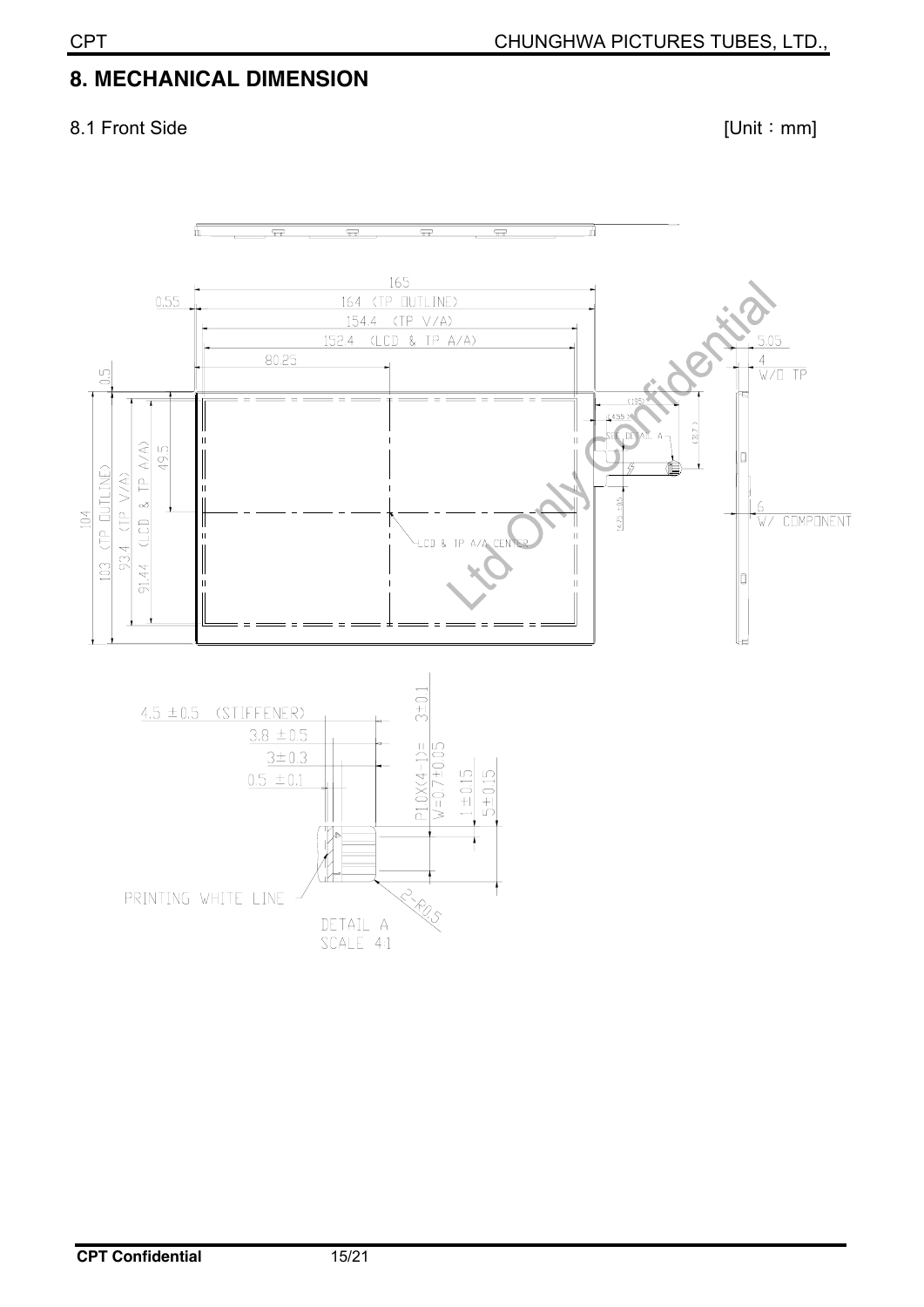## 8. MECHANICAL DIMENSION

8.1 Front Side [Unit：mm]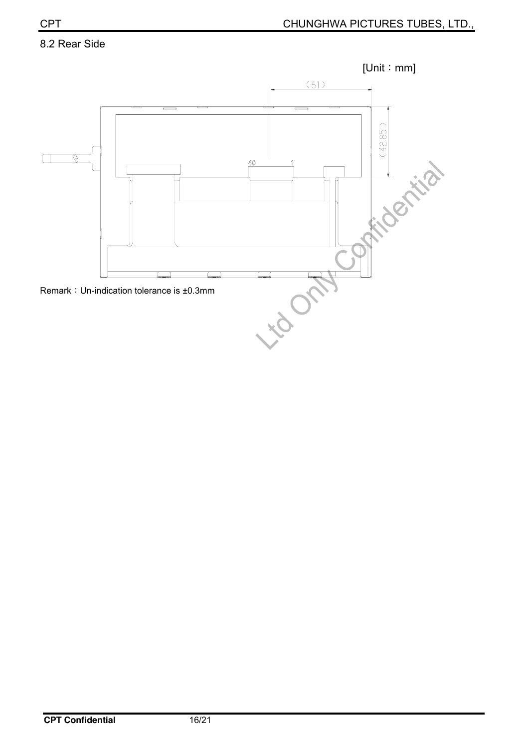8.2 Rear Side

[Unit：mm]

Remark：Un-indication tolerance is ±0.3mm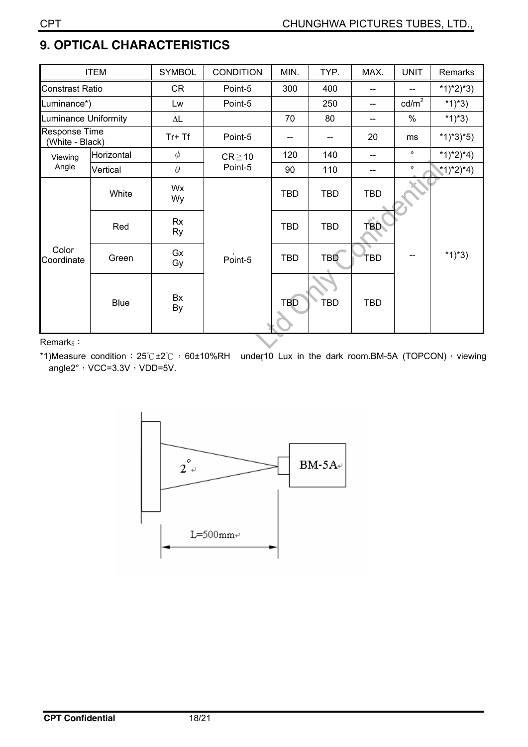## 9. OPTICAL CHARACTERISTICS

| ITEM | | SYMBOL | CONDITION | MIN. | TYP. | MAX. | UNIT | Remarks |
|---|---|---|---|---|---|---|---|---|
| Constrast Ratio | | CR | Point-5 | 300 | 400 | -- | -- | *1)*2)*3) |
| Luminance*) | | Lw | Point-5 | | 250 | -- | $cd/m^2$ | *1)*3) |
| Luminance Uniformity | | ΔL | | 70 | 80 | -- | % | *1)*3) |
| Response Time (White - Black) | | Tr+ Tf | Point-5 | -- | -- | 20 | ms | *1)*3)*5) |
| Viewing Angle | Horizontal | $\phi$ | CR≧10 Point-5 | 120 | 140 | -- | ° | *1)*2)*4) |
| | Vertical | $\theta$ | | 90 | 110 | -- | ° | *1)*2)*4) |
| Color Coordinate | White | Wx Wy | Point-5 | TBD | TBD | TBD | -- | *1)*3) |
| | Red | Rx Ry | | TBD | TBD | TBD | | |
| | Green | Gx Gy | | TBD | TBD | TBD | | |
| | Blue | Bx By | | TBD | TBD | TBD | | |

Remarks：

*1)Measure condition：25℃±2℃，60±10%RH under10 Lux in the dark room.BM-5A (TOPCON)，viewing angle2°，VCC=3.3V，VDD=5V.

2°

BM-5A

L=500mm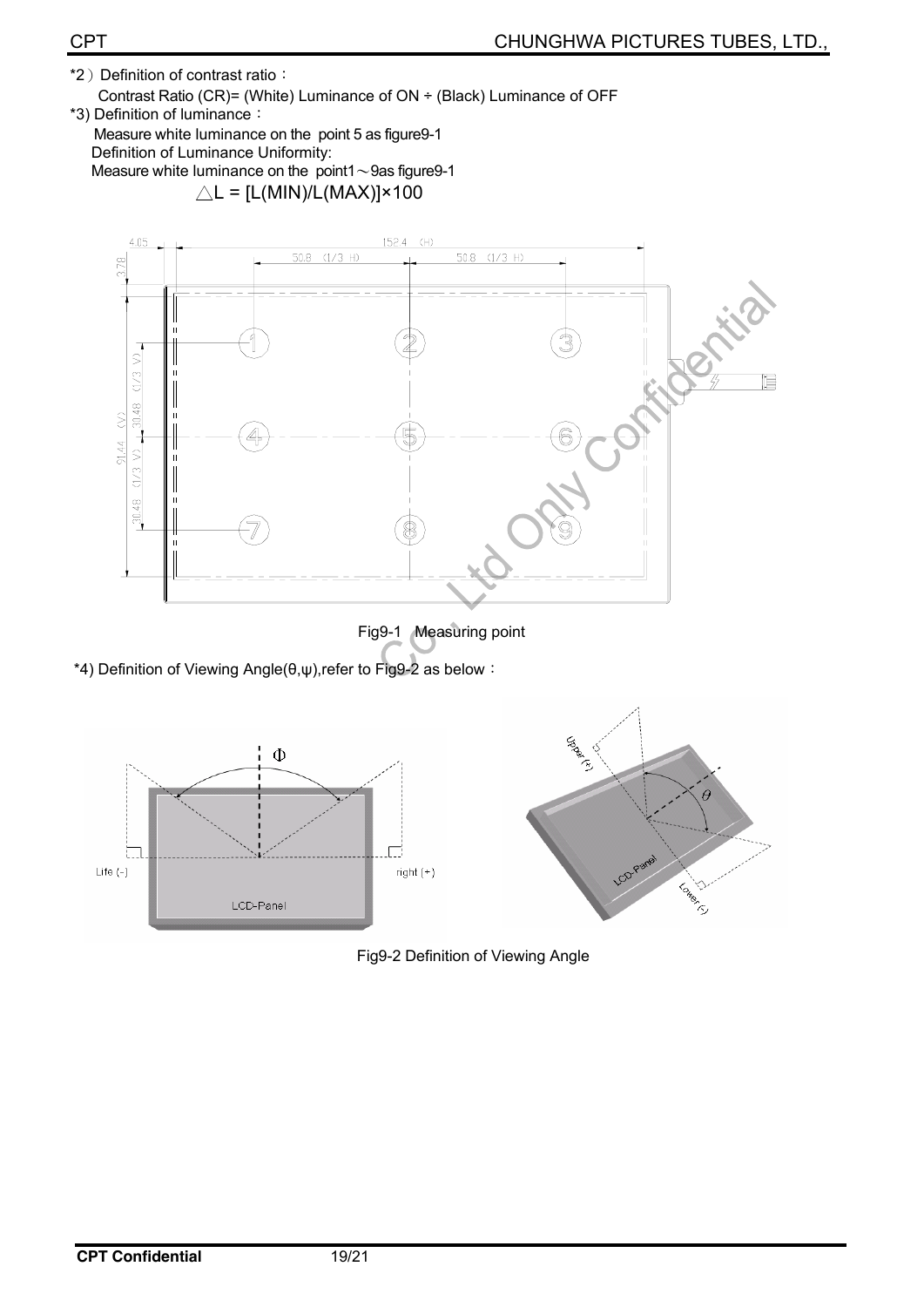*2）Definition of contrast ratio：

Contrast Ratio (CR)= (White) Luminance of ON ÷ (Black) Luminance of OFF

*3) Definition of luminance：

Measure white luminance on the point 5 as figure9-1

Definition of Luminance Uniformity:

Measure white luminance on the point1～9as figure9-1

$\triangle L = [L(MIN)/L(MAX)] \times 100$

Fig9-1 Measuring point

*4) Definition of Viewing Angle(θ,ψ),refer to Fig9-2 as below：

Fig9-2 Definition of Viewing Angle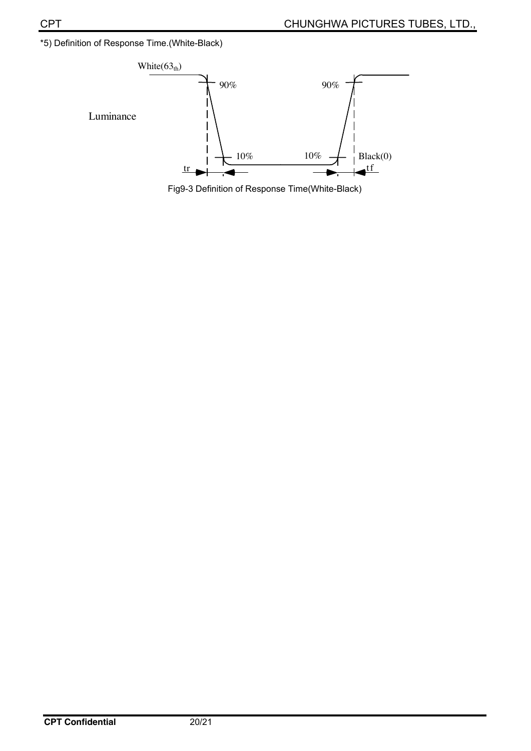*5) Definition of Response Time.(White-Black)

White($63_{th}$)

90% 90%

Luminance

10% 10% Black(0)

tr tf

Fig9-3 Definition of Response Time(White-Black)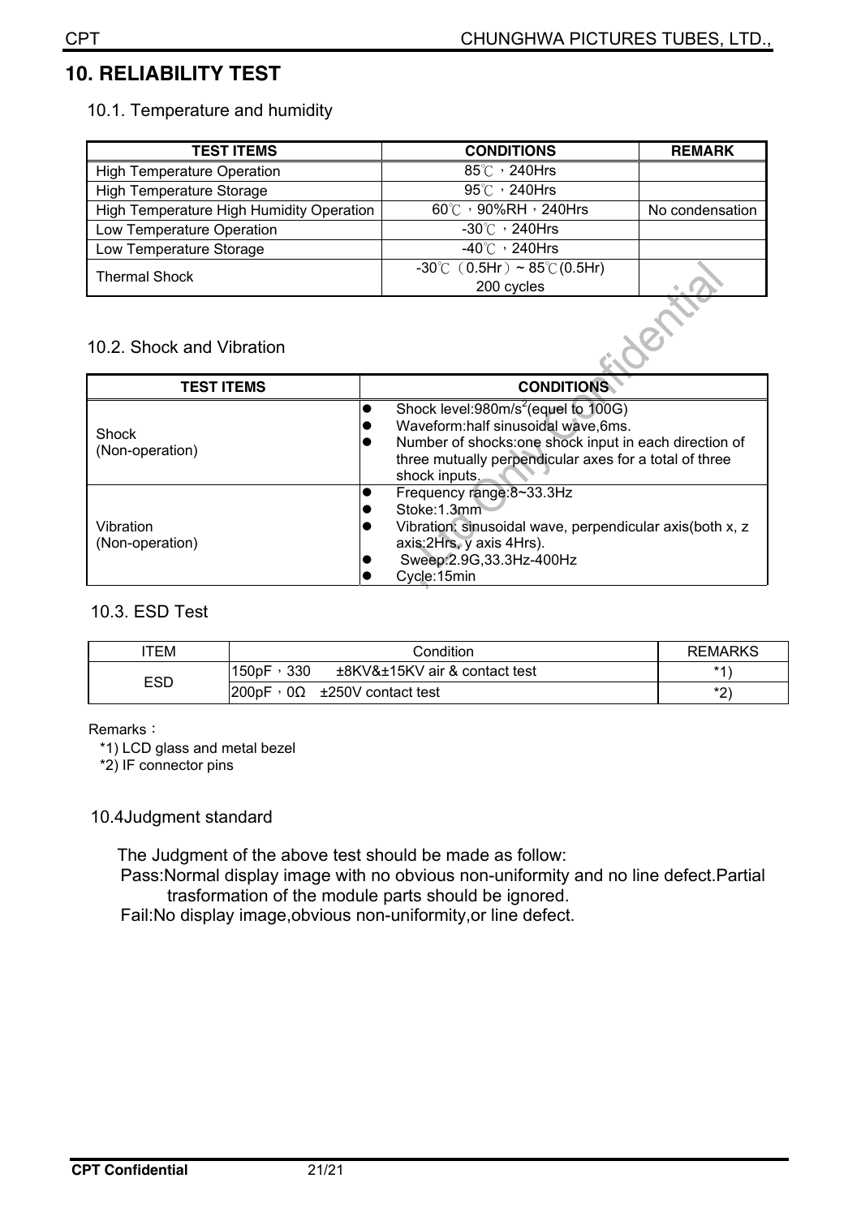# 10. RELIABILITY TEST

## 10.1. Temperature and humidity

| TEST ITEMS | CONDITIONS | REMARK |
| --- | --- | --- |
| High Temperature Operation | 85℃，240Hrs | |
| High Temperature Storage | 95℃，240Hrs | |
| High Temperature High Humidity Operation | 60℃，90%RH，240Hrs | No condensation |
| Low Temperature Operation | -30℃，240Hrs | |
| Low Temperature Storage | -40℃，240Hrs | |
| Thermal Shock | -30℃（0.5Hr）~ 85℃(0.5Hr) 200 cycles | |

## 10.2. Shock and Vibration

| TEST ITEMS | CONDITIONS |
| --- | --- |
| Shock (Non-operation) | • Shock level:980m/s$^2$(equel to 100G) • Waveform:half sinusoidal wave,6ms. • Number of shocks:one shock input in each direction of three mutually perpendicular axes for a total of three shock inputs. |
| Vibration (Non-operation) | • Frequency range:8~33.3Hz • Stoke:1.3mm • Vibration: sinusoidal wave, perpendicular axis(both x, z axis:2Hrs, y axis 4Hrs). • Sweep:2.9G,33.3Hz-400Hz • Cycle:15min |

## 10.3. ESD Test

| ITEM | Condition | REMARKS |
| --- | --- | --- |
| ESD | 150pF，330 ±8KV&±15KV air & contact test | *1) |
| | 200pF，0Ω ±250V contact test | *2) |

Remarks：

*1) LCD glass and metal bezel

*2) IF connector pins

## 10.4Judgment standard

The Judgment of the above test should be made as follow:

Pass:Normal display image with no obvious non-uniformity and no line defect.Partial trasformation of the module parts should be ignored.

Fail:No display image,obvious non-uniformity,or line defect.